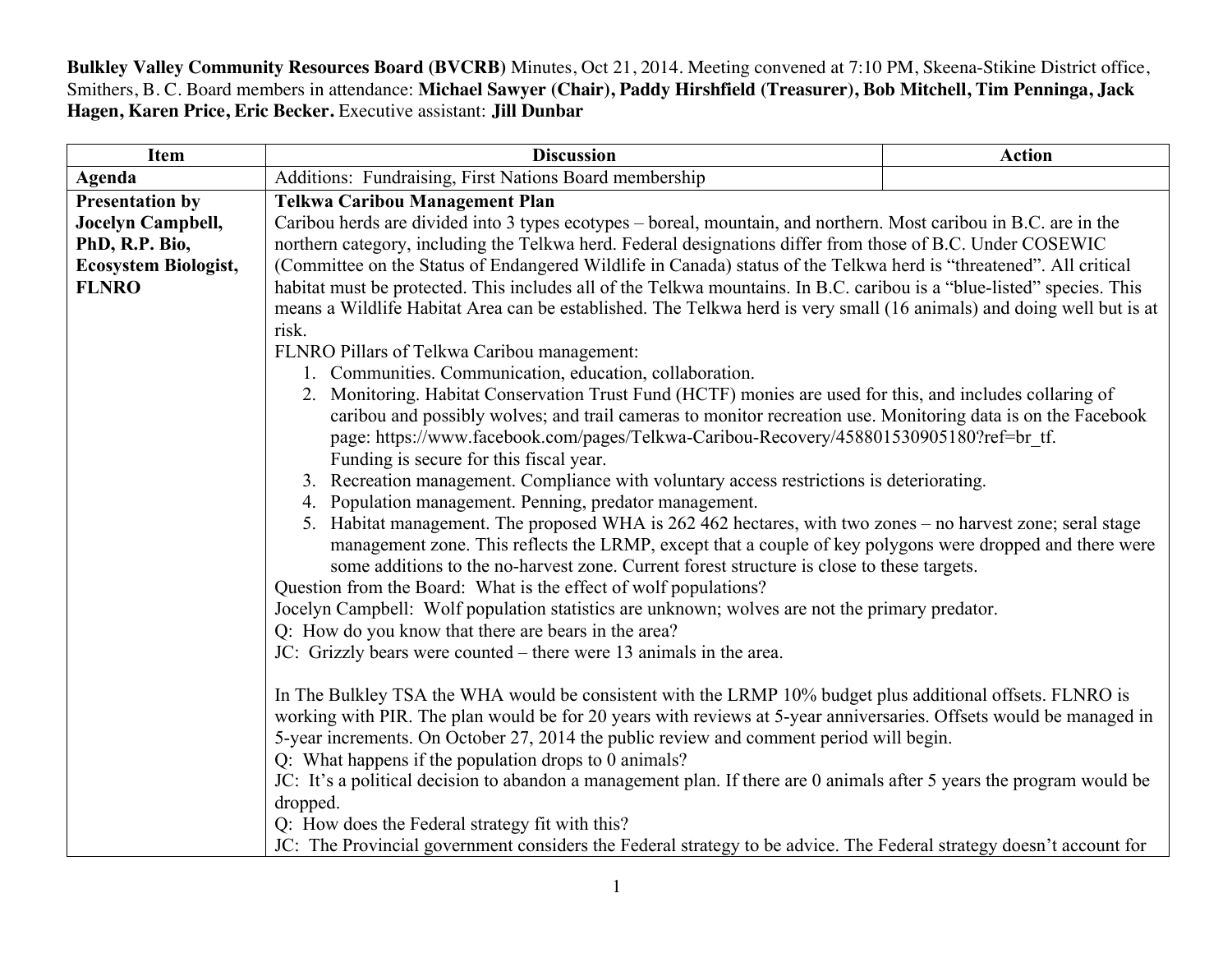**Bulkley Valley Community Resources Board (BVCRB)** Minutes, Oct 21, 2014. Meeting convened at 7:10 PM, Skeena-Stikine District office, Smithers, B. C. Board members in attendance: **Michael Sawyer (Chair), Paddy Hirshfield (Treasurer), Bob Mitchell, Tim Penninga, Jack Hagen, Karen Price, Eric Becker.** Executive assistant: **Jill Dunbar**

| Item | Discussion | Action |
|---|---|---|
| **Agenda** | Additions: Fundraising, First Nations Board membership | |
| **Presentation by Jocelyn Campbell, PhD, R.P. Bio, Ecosystem Biologist, FLNRO** | **Telkwa Caribou Management Plan**<br>Caribou herds are divided into 3 types ecotypes – boreal, mountain, and northern. Most caribou in B.C. are in the northern category, including the Telkwa herd. Federal designations differ from those of B.C. Under COSEWIC (Committee on the Status of Endangered Wildlife in Canada) status of the Telkwa herd is "threatened". All critical habitat must be protected. This includes all of the Telkwa mountains. In B.C. caribou is a "blue-listed" species. This means a Wildlife Habitat Area can be established. The Telkwa herd is very small (16 animals) and doing well but is at risk.<br>FLNRO Pillars of Telkwa Caribou management:<br>1. Communities. Communication, education, collaboration.<br>2. Monitoring. Habitat Conservation Trust Fund (HCTF) monies are used for this, and includes collaring of caribou and possibly wolves; and trail cameras to monitor recreation use. Monitoring data is on the Facebook page: https://www.facebook.com/pages/Telkwa-Caribou-Recovery/458801530905180?ref=br_tf. Funding is secure for this fiscal year.<br>3. Recreation management. Compliance with voluntary access restrictions is deteriorating.<br>4. Population management. Penning, predator management.<br>5. Habitat management. The proposed WHA is 262 462 hectares, with two zones – no harvest zone; seral stage management zone. This reflects the LRMP, except that a couple of key polygons were dropped and there were some additions to the no-harvest zone. Current forest structure is close to these targets.<br>Question from the Board: What is the effect of wolf populations?<br>Jocelyn Campbell: Wolf population statistics are unknown; wolves are not the primary predator.<br>Q: How do you know that there are bears in the area?<br>JC: Grizzly bears were counted – there were 13 animals in the area.<br><br>In The Bulkley TSA the WHA would be consistent with the LRMP 10% budget plus additional offsets. FLNRO is working with PIR. The plan would be for 20 years with reviews at 5-year anniversaries. Offsets would be managed in 5-year increments. On October 27, 2014 the public review and comment period will begin.<br>Q: What happens if the population drops to 0 animals?<br>JC: It's a political decision to abandon a management plan. If there are 0 animals after 5 years the program would be dropped.<br>Q: How does the Federal strategy fit with this?<br>JC: The Provincial government considers the Federal strategy to be advice. The Federal strategy doesn't account for | |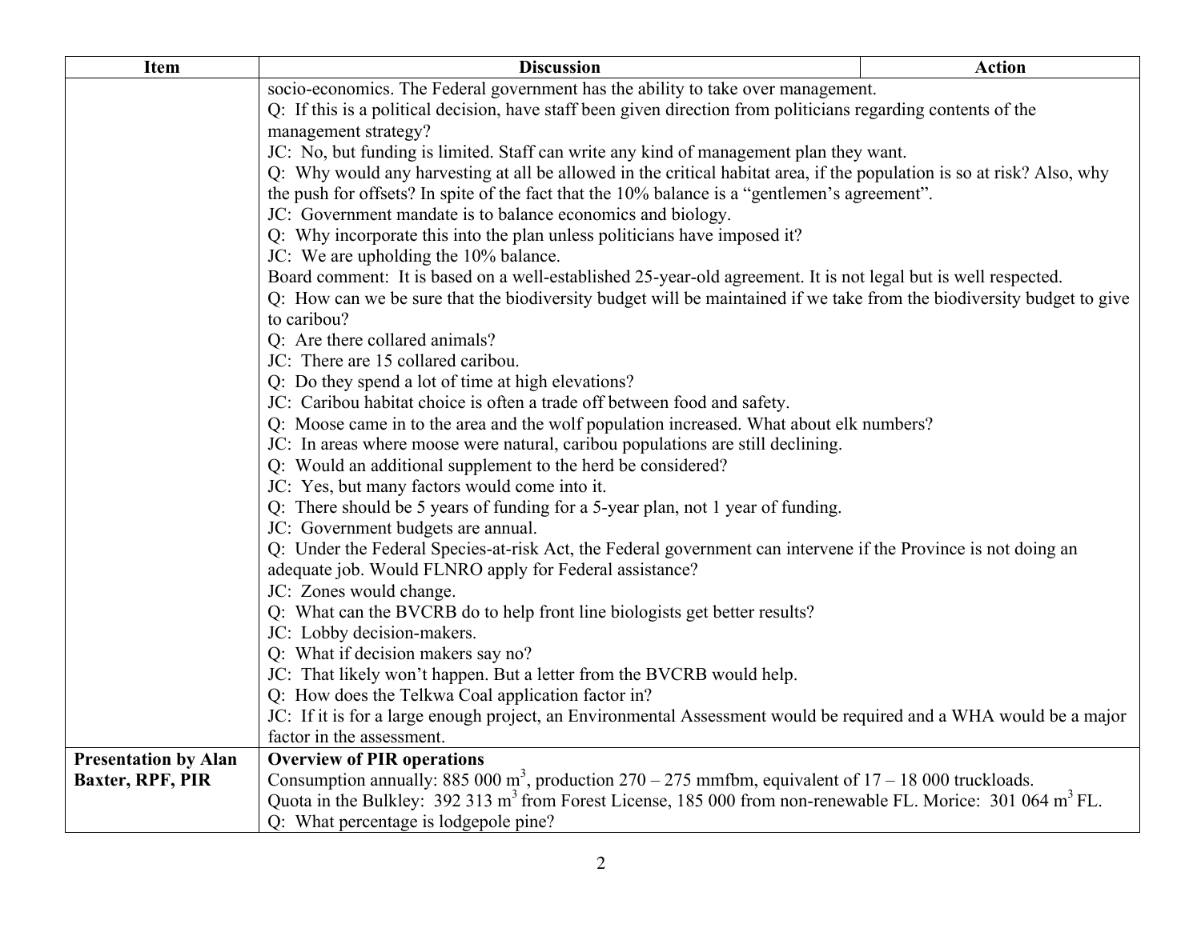| Item | Discussion | Action |
| --- | --- | --- |
| | socio-economics. The Federal government has the ability to take over management.<br>Q: If this is a political decision, have staff been given direction from politicians regarding contents of the management strategy?<br>JC: No, but funding is limited. Staff can write any kind of management plan they want.<br>Q: Why would any harvesting at all be allowed in the critical habitat area, if the population is so at risk? Also, why the push for offsets? In spite of the fact that the 10% balance is a "gentlemen's agreement".<br>JC: Government mandate is to balance economics and biology.<br>Q: Why incorporate this into the plan unless politicians have imposed it?<br>JC: We are upholding the 10% balance.<br>Board comment: It is based on a well-established 25-year-old agreement. It is not legal but is well respected.<br>Q: How can we be sure that the biodiversity budget will be maintained if we take from the biodiversity budget to give to caribou?<br>Q: Are there collared animals?<br>JC: There are 15 collared caribou.<br>Q: Do they spend a lot of time at high elevations?<br>JC: Caribou habitat choice is often a trade off between food and safety.<br>Q: Moose came in to the area and the wolf population increased. What about elk numbers?<br>JC: In areas where moose were natural, caribou populations are still declining.<br>Q: Would an additional supplement to the herd be considered?<br>JC: Yes, but many factors would come into it.<br>Q: There should be 5 years of funding for a 5-year plan, not 1 year of funding.<br>JC: Government budgets are annual.<br>Q: Under the Federal Species-at-risk Act, the Federal government can intervene if the Province is not doing an adequate job. Would FLNRO apply for Federal assistance?<br>JC: Zones would change.<br>Q: What can the BVCRB do to help front line biologists get better results?<br>JC: Lobby decision-makers.<br>Q: What if decision makers say no?<br>JC: That likely won't happen. But a letter from the BVCRB would help.<br>Q: How does the Telkwa Coal application factor in?<br>JC: If it is for a large enough project, an Environmental Assessment would be required and a WHA would be a major factor in the assessment. | |
| **Presentation by Alan Baxter, RPF, PIR** | **Overview of PIR operations**<br>Consumption annually: 885 000 $m^3$, production 270 – 275 mmfbm, equivalent of 17 – 18 000 truckloads.<br>Quota in the Bulkley: 392 313 $m^3$ from Forest License, 185 000 from non-renewable FL. Morice: 301 064 $m^3$ FL.<br>Q: What percentage is lodgepole pine? | |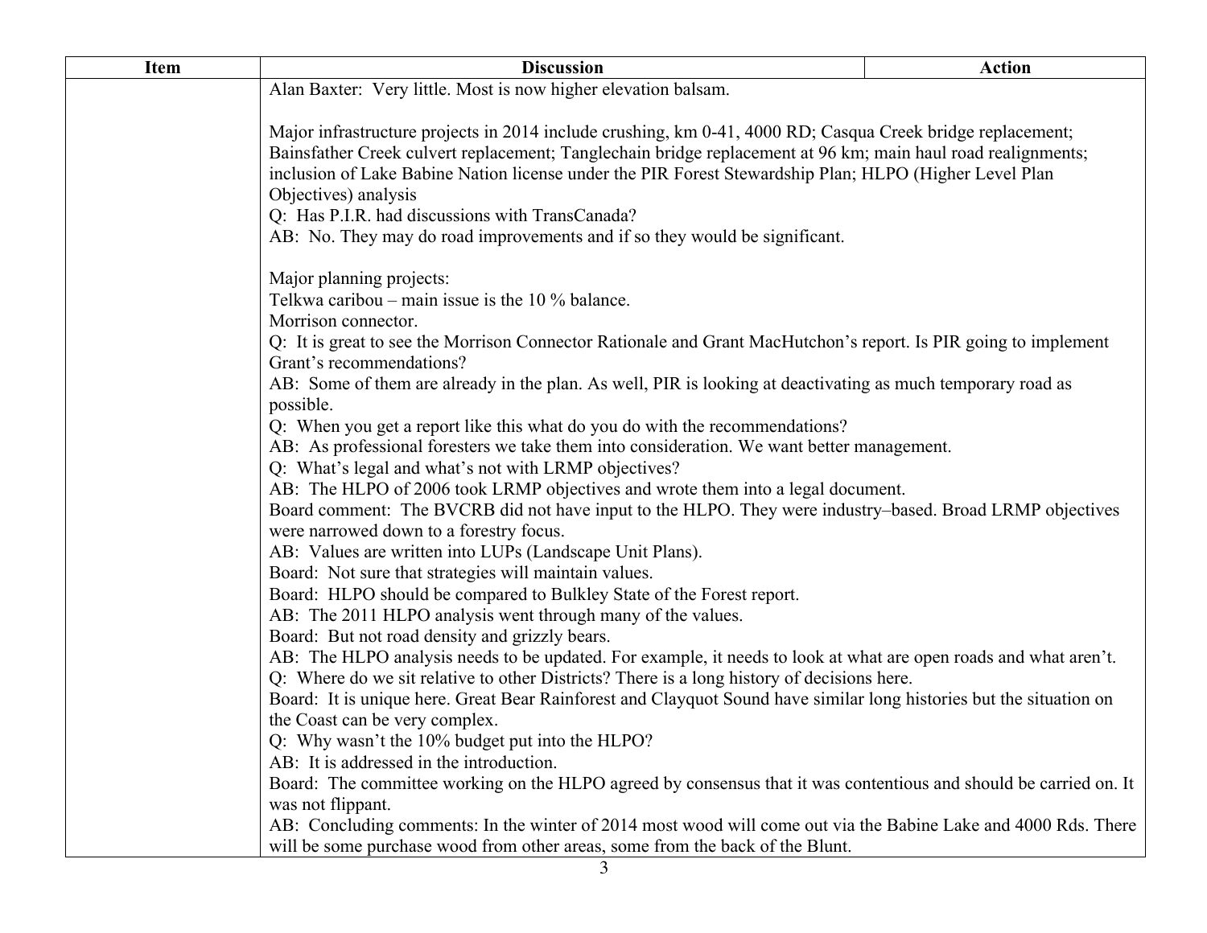| Item | Discussion | Action |
|---|---|---|
| | Alan Baxter: Very little. Most is now higher elevation balsam.<br><br>Major infrastructure projects in 2014 include crushing, km 0-41, 4000 RD; Casqua Creek bridge replacement; Bainsfather Creek culvert replacement; Tanglechain bridge replacement at 96 km; main haul road realignments; inclusion of Lake Babine Nation license under the PIR Forest Stewardship Plan; HLPO (Higher Level Plan Objectives) analysis<br>Q: Has P.I.R. had discussions with TransCanada?<br>AB: No. They may do road improvements and if so they would be significant.<br><br>Major planning projects:<br>Telkwa caribou – main issue is the 10 % balance.<br>Morrison connector.<br>Q: It is great to see the Morrison Connector Rationale and Grant MacHutchon's report. Is PIR going to implement Grant's recommendations?<br>AB: Some of them are already in the plan. As well, PIR is looking at deactivating as much temporary road as possible.<br>Q: When you get a report like this what do you do with the recommendations?<br>AB: As professional foresters we take them into consideration. We want better management.<br>Q: What's legal and what's not with LRMP objectives?<br>AB: The HLPO of 2006 took LRMP objectives and wrote them into a legal document.<br>Board comment: The BVCRB did not have input to the HLPO. They were industry–based. Broad LRMP objectives were narrowed down to a forestry focus.<br>AB: Values are written into LUPs (Landscape Unit Plans).<br>Board: Not sure that strategies will maintain values.<br>Board: HLPO should be compared to Bulkley State of the Forest report.<br>AB: The 2011 HLPO analysis went through many of the values.<br>Board: But not road density and grizzly bears.<br>AB: The HLPO analysis needs to be updated. For example, it needs to look at what are open roads and what aren't.<br>Q: Where do we sit relative to other Districts? There is a long history of decisions here.<br>Board: It is unique here. Great Bear Rainforest and Clayquot Sound have similar long histories but the situation on the Coast can be very complex.<br>Q: Why wasn't the 10% budget put into the HLPO?<br>AB: It is addressed in the introduction.<br>Board: The committee working on the HLPO agreed by consensus that it was contentious and should be carried on. It was not flippant.<br>AB: Concluding comments: In the winter of 2014 most wood will come out via the Babine Lake and 4000 Rds. There will be some purchase wood from other areas, some from the back of the Blunt. | |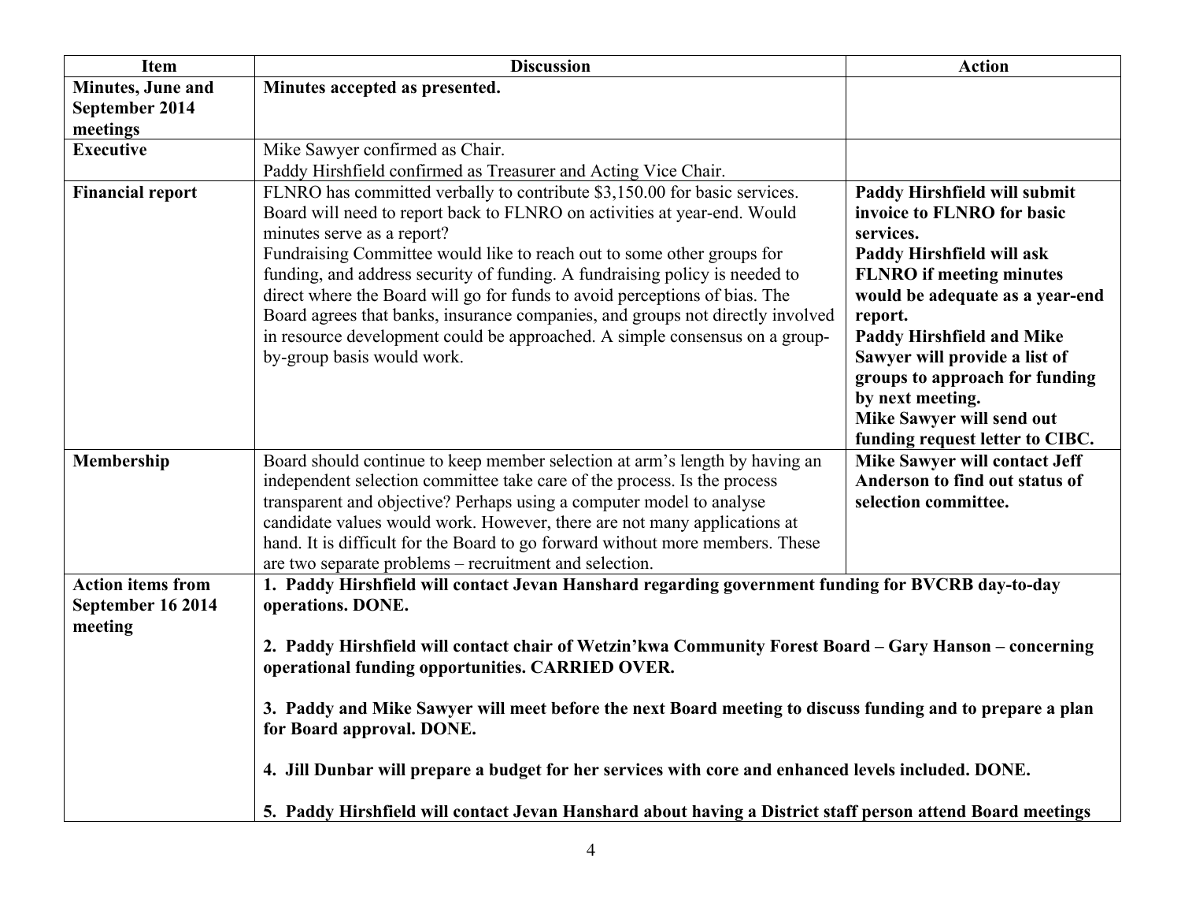| Item | Discussion | Action |
|---|---|---|
| **Minutes, June and September 2014 meetings** | **Minutes accepted as presented.** | |
| **Executive** | Mike Sawyer confirmed as Chair.<br>Paddy Hirshfield confirmed as Treasurer and Acting Vice Chair. | |
| **Financial report** | FLNRO has committed verbally to contribute $3,150.00 for basic services. Board will need to report back to FLNRO on activities at year-end. Would minutes serve as a report?<br>Fundraising Committee would like to reach out to some other groups for funding, and address security of funding. A fundraising policy is needed to direct where the Board will go for funds to avoid perceptions of bias. The Board agrees that banks, insurance companies, and groups not directly involved in resource development could be approached. A simple consensus on a group-by-group basis would work. | **Paddy Hirshfield will submit invoice to FLNRO for basic services.**<br>**Paddy Hirshfield will ask FLNRO if meeting minutes would be adequate as a year-end report.**<br>**Paddy Hirshfield and Mike Sawyer will provide a list of groups to approach for funding by next meeting.**<br>**Mike Sawyer will send out funding request letter to CIBC.** |
| **Membership** | Board should continue to keep member selection at arm's length by having an independent selection committee take care of the process. Is the process transparent and objective? Perhaps using a computer model to analyse candidate values would work. However, there are not many applications at hand. It is difficult for the Board to go forward without more members. These are two separate problems – recruitment and selection. | **Mike Sawyer will contact Jeff Anderson to find out status of selection committee.** |
| **Action items from September 16 2014 meeting** | **1. Paddy Hirshfield will contact Jevan Hanshard regarding government funding for BVCRB day-to-day operations. DONE.**<br><br>**2. Paddy Hirshfield will contact chair of Wetzin'kwa Community Forest Board – Gary Hanson – concerning operational funding opportunities. CARRIED OVER.**<br><br>**3. Paddy and Mike Sawyer will meet before the next Board meeting to discuss funding and to prepare a plan for Board approval. DONE.**<br><br>**4. Jill Dunbar will prepare a budget for her services with core and enhanced levels included. DONE.**<br><br>**5. Paddy Hirshfield will contact Jevan Hanshard about having a District staff person attend Board meetings** | |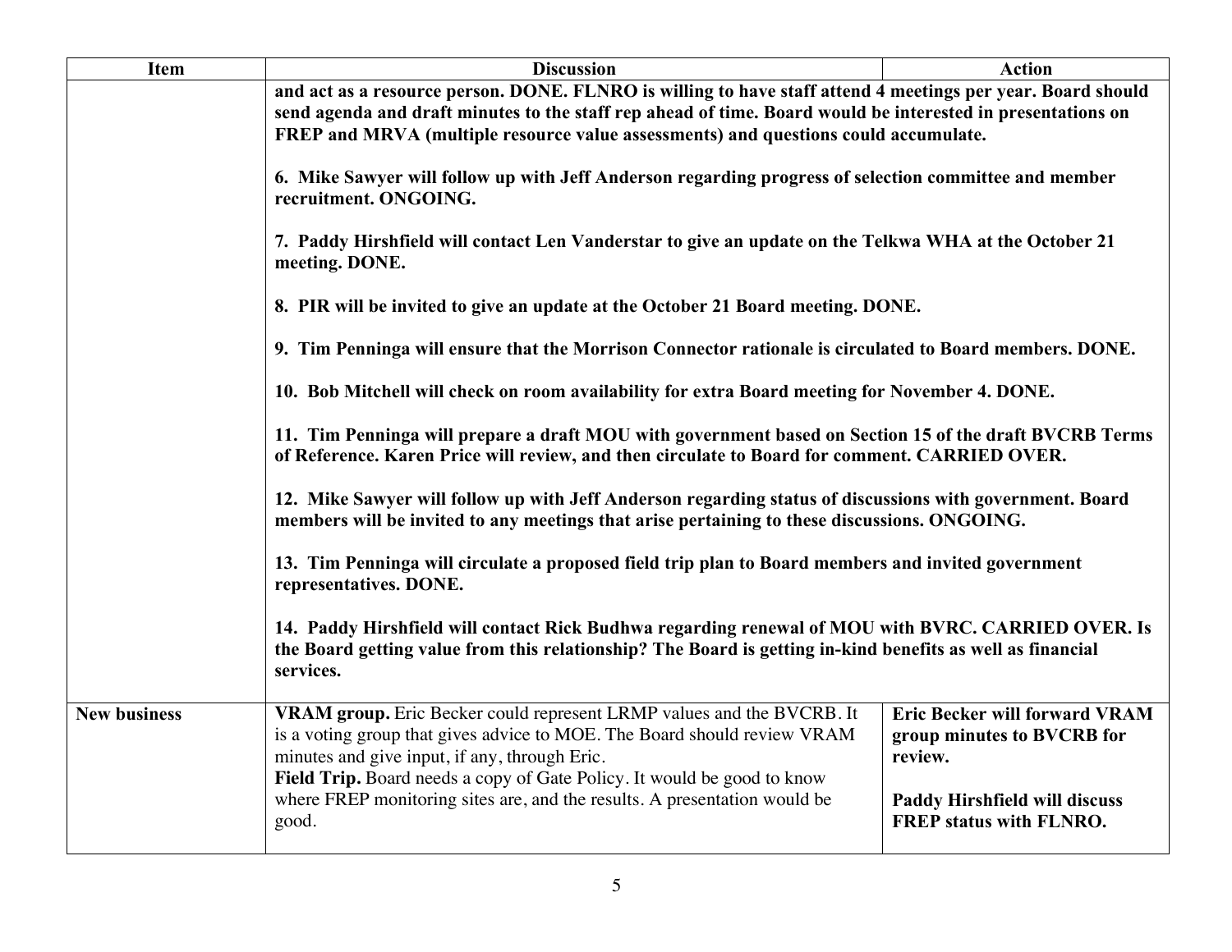| Item | Discussion | Action |
|---|---|---|
| | **and act as a resource person. DONE. FLNRO is willing to have staff attend 4 meetings per year. Board should send agenda and draft minutes to the staff rep ahead of time. Board would be interested in presentations on FREP and MRVA (multiple resource value assessments) and questions could accumulate.**<br><br>**6. Mike Sawyer will follow up with Jeff Anderson regarding progress of selection committee and member recruitment. ONGOING.**<br><br>**7. Paddy Hirshfield will contact Len Vanderstar to give an update on the Telkwa WHA at the October 21 meeting. DONE.**<br><br>**8. PIR will be invited to give an update at the October 21 Board meeting. DONE.**<br><br>**9. Tim Penninga will ensure that the Morrison Connector rationale is circulated to Board members. DONE.**<br><br>**10. Bob Mitchell will check on room availability for extra Board meeting for November 4. DONE.**<br><br>**11. Tim Penninga will prepare a draft MOU with government based on Section 15 of the draft BVCRB Terms of Reference. Karen Price will review, and then circulate to Board for comment. CARRIED OVER.**<br><br>**12. Mike Sawyer will follow up with Jeff Anderson regarding status of discussions with government. Board members will be invited to any meetings that arise pertaining to these discussions. ONGOING.**<br><br>**13. Tim Penninga will circulate a proposed field trip plan to Board members and invited government representatives. DONE.**<br><br>**14. Paddy Hirshfield will contact Rick Budhwa regarding renewal of MOU with BVRC. CARRIED OVER. Is the Board getting value from this relationship? The Board is getting in-kind benefits as well as financial services.** | |
| **New business** | **VRAM group.** Eric Becker could represent LRMP values and the BVCRB. It is a voting group that gives advice to MOE. The Board should review VRAM minutes and give input, if any, through Eric.<br>**Field Trip.** Board needs a copy of Gate Policy. It would be good to know where FREP monitoring sites are, and the results. A presentation would be good. | **Eric Becker will forward VRAM group minutes to BVCRB for review.**<br><br>**Paddy Hirshfield will discuss FREP status with FLNRO.** |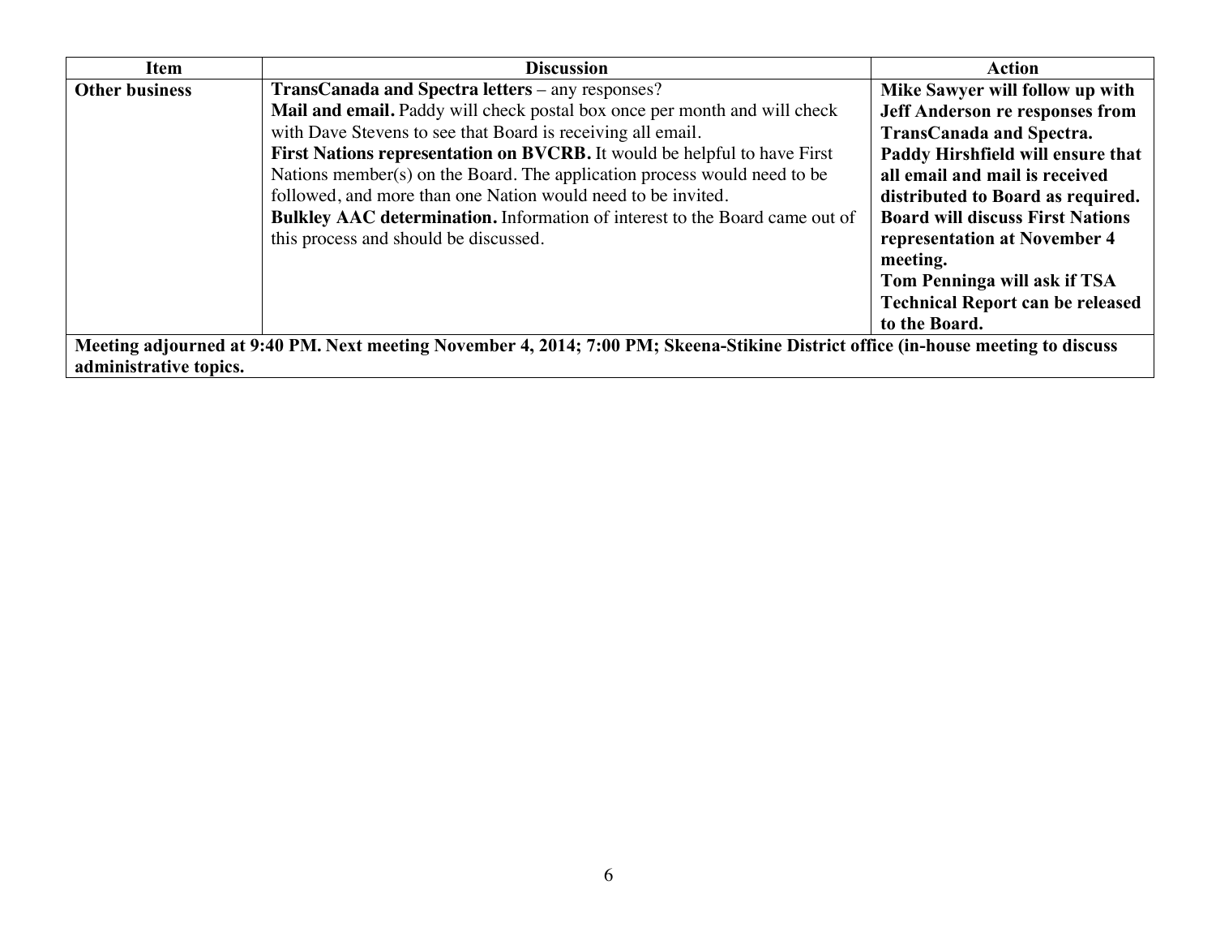| Item | Discussion | Action |
|---|---|---|
| **Other business** | **TransCanada and Spectra letters** – any responses?<br>**Mail and email.** Paddy will check postal box once per month and will check with Dave Stevens to see that Board is receiving all email.<br>**First Nations representation on BVCRB.** It would be helpful to have First Nations member(s) on the Board. The application process would need to be followed, and more than one Nation would need to be invited.<br>**Bulkley AAC determination.** Information of interest to the Board came out of this process and should be discussed. | **Mike Sawyer will follow up with Jeff Anderson re responses from TransCanada and Spectra.**<br>**Paddy Hirshfield will ensure that all email and mail is received distributed to Board as required.**<br>**Board will discuss First Nations representation at November 4 meeting.**<br>**Tom Penninga will ask if TSA Technical Report can be released to the Board.** |
| **Meeting adjourned at 9:40 PM. Next meeting November 4, 2014; 7:00 PM; Skeena-Stikine District office (in-house meeting to discuss administrative topics.** | | |